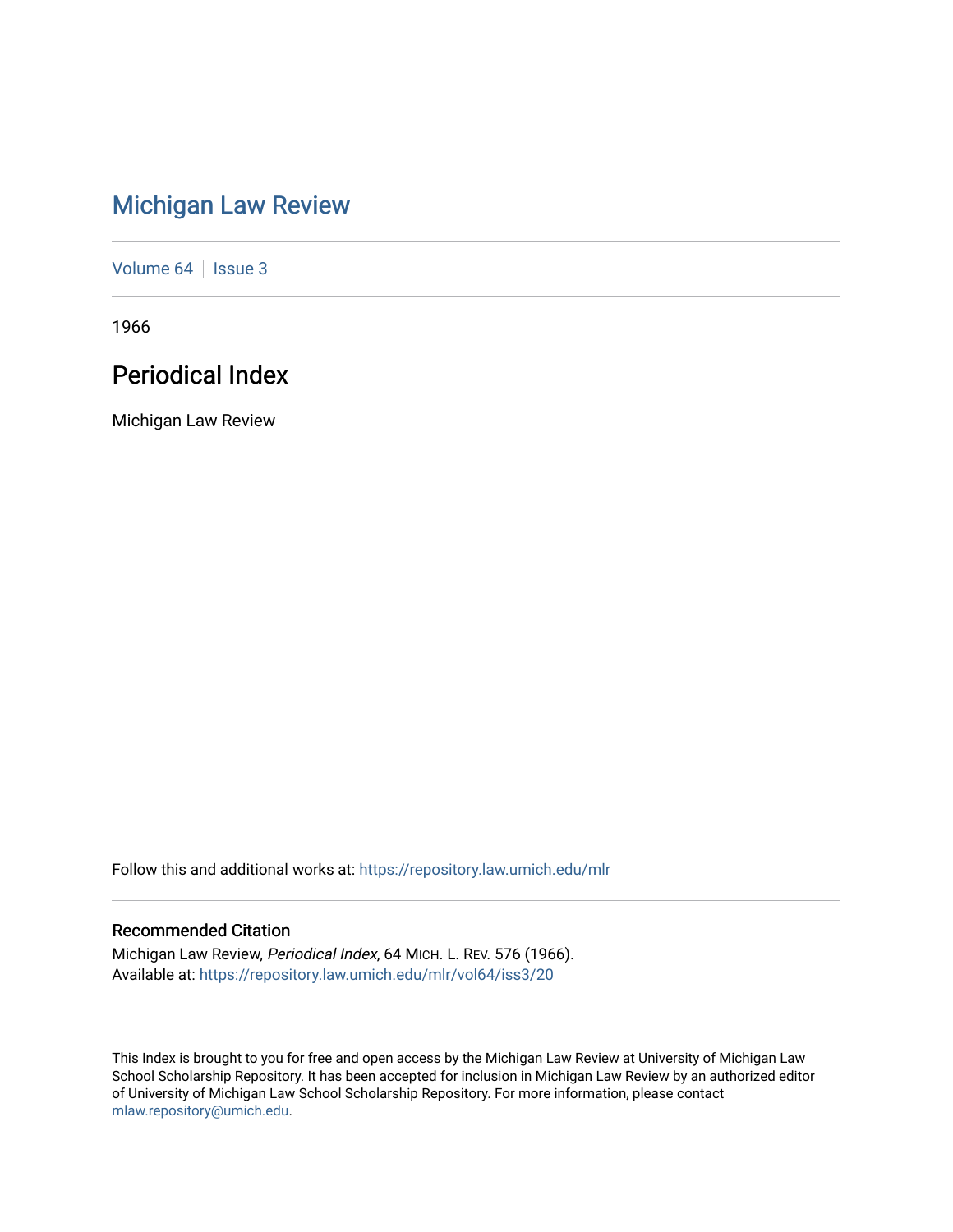# Michigan Law Review

Volume 64 | Issue 3

1966

## Periodical Index

Michigan Law Review

Follow this and additional works at: https://repository.law.umich.edu/mlr

### Recommended Citation

Michigan Law Review, *Periodical Index*, 64 MICH. L. REV. 576 (1966).
Available at: https://repository.law.umich.edu/mlr/vol64/iss3/20

This Index is brought to you for free and open access by the Michigan Law Review at University of Michigan Law School Scholarship Repository. It has been accepted for inclusion in Michigan Law Review by an authorized editor of University of Michigan Law School Scholarship Repository. For more information, please contact mlaw.repository@umich.edu.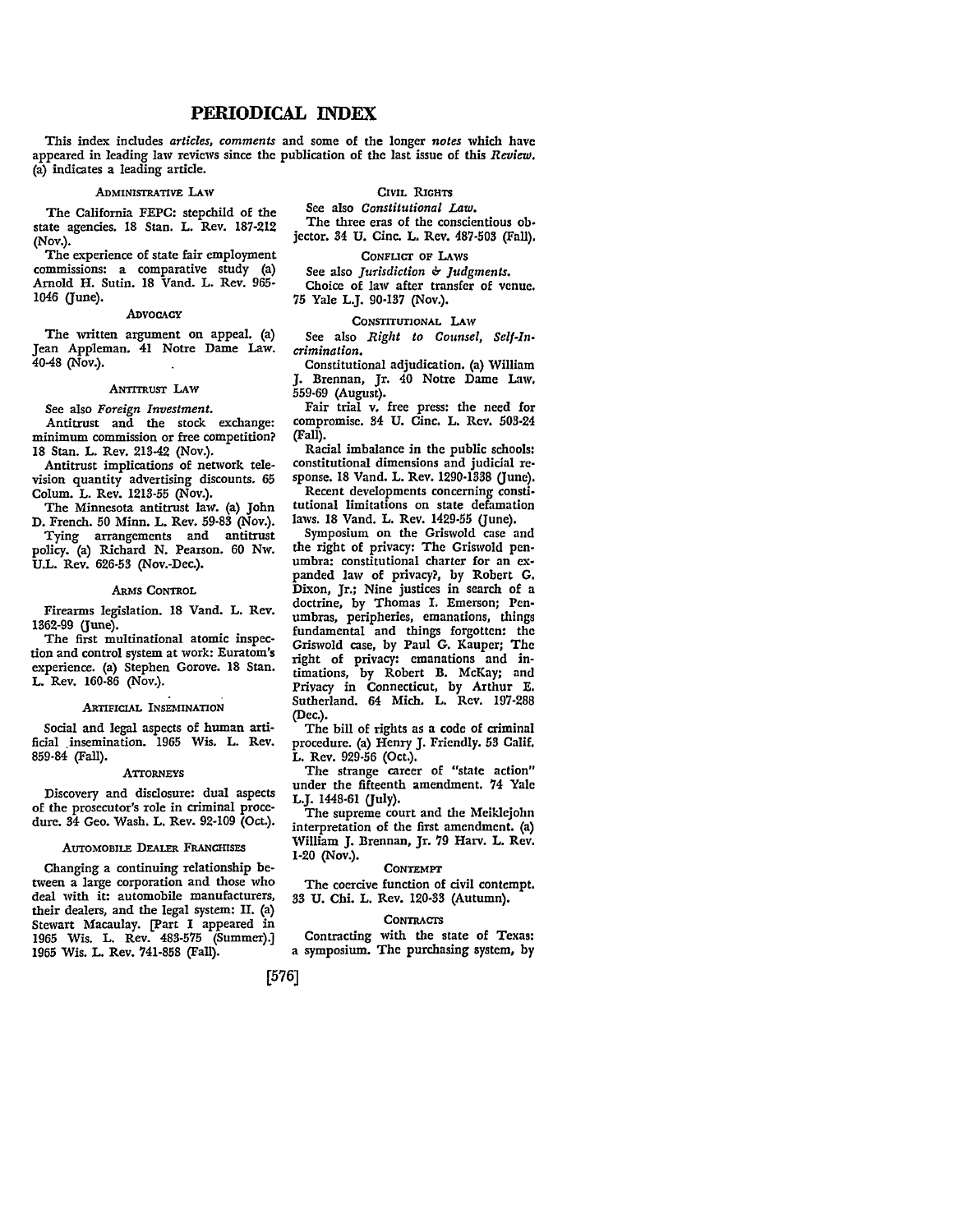# PERIODICAL INDEX

This index includes *articles, comments* and some of the longer *notes* which have appeared in leading law reviews since the publication of the last issue of this *Review.* (a) indicates a leading article.

### ADMINISTRATIVE LAW

The California FEPC: stepchild of the state agencies. 18 Stan. L. Rev. 187-212 (Nov.).

The experience of state fair employment commissions: a comparative study (a) Arnold H. Sutin. 18 Vand. L. Rev. 965-1046 (June).

### ADVOCACY

The written argument on appeal. (a) Jean Appleman. 41 Notre Dame Law. 40-48 (Nov.).

### ANTITRUST LAW

See also *Foreign Investment.*

Antitrust and the stock exchange: minimum commission or free competition? 18 Stan. L. Rev. 213-42 (Nov.).

Antitrust implications of network television quantity advertising discounts. 65 Colum. L. Rev. 1213-55 (Nov.).

The Minnesota antitrust law. (a) John D. French. 50 Minn. L. Rev. 59-83 (Nov.).

Tying arrangements and antitrust policy. (a) Richard N. Pearson. 60 Nw. U.L. Rev. 626-53 (Nov.-Dec.).

### ARMS CONTROL

Firearms legislation. 18 Vand. L. Rev. 1362-99 (June).

The first multinational atomic inspection and control system at work: Euratom's experience. (a) Stephen Gorove. 18 Stan. L. Rev. 160-86 (Nov.).

### ARTIFICIAL INSEMINATION

Social and legal aspects of human artificial insemination. 1965 Wis. L. Rev. 859-84 (Fall).

### ATTORNEYS

Discovery and disclosure: dual aspects of the prosecutor's role in criminal procedure. 34 Geo. Wash. L. Rev. 92-109 (Oct.).

### AUTOMOBILE DEALER FRANCHISES

Changing a continuing relationship between a large corporation and those who deal with it: automobile manufacturers, their dealers, and the legal system: II. (a) Stewart Macaulay. [Part I appeared in 1965 Wis. L. Rev. 483-575 (Summer).] 1965 Wis. L. Rev. 741-858 (Fall).

### CIVIL RIGHTS

See also *Constitutional Law.*

The three eras of the conscientious objector. 34 U. Cinc. L. Rev. 487-503 (Fall).

### CONFLICT OF LAWS

See also *Jurisdiction & Judgments.*

Choice of law after transfer of venue. 75 Yale L.J. 90-137 (Nov.).

### CONSTITUTIONAL LAW

See also *Right to Counsel, Self-Incrimination.*

Constitutional adjudication. (a) William J. Brennan, Jr. 40 Notre Dame Law. 559-69 (August).

Fair trial v. free press: the need for compromise. 34 U. Cinc. L. Rev. 503-24 (Fall).

Racial imbalance in the public schools: constitutional dimensions and judicial response. 18 Vand. L. Rev. 1290-1338 (June).

Recent developments concerning constitutional limitations on state defamation laws. 18 Vand. L. Rev. 1429-55 (June).

Symposium on the Griswold case and the right of privacy: The Griswold penumbra: constitutional charter for an expanded law of privacy?, by Robert G. Dixon, Jr.; Nine justices in search of a doctrine, by Thomas I. Emerson; Penumbras, peripheries, emanations, things fundamental and things forgotten: the Griswold case, by Paul G. Kauper; The right of privacy: emanations and intimations, by Robert B. McKay; and Privacy in Connecticut, by Arthur E. Sutherland. 64 Mich. L. Rev. 197-288 (Dec.).

The bill of rights as a code of criminal procedure. (a) Henry J. Friendly. 53 Calif. L. Rev. 929-56 (Oct.).

The strange career of "state action" under the fifteenth amendment. 74 Yale L.J. 1448-61 (July).

The supreme court and the Meiklejohn interpretation of the first amendment. (a) William J. Brennan, Jr. 79 Harv. L. Rev. 1-20 (Nov.).

### CONTEMPT

The coercive function of civil contempt. 33 U. Chi. L. Rev. 120-33 (Autumn).

### CONTRACTS

Contracting with the state of Texas: a symposium. The purchasing system, by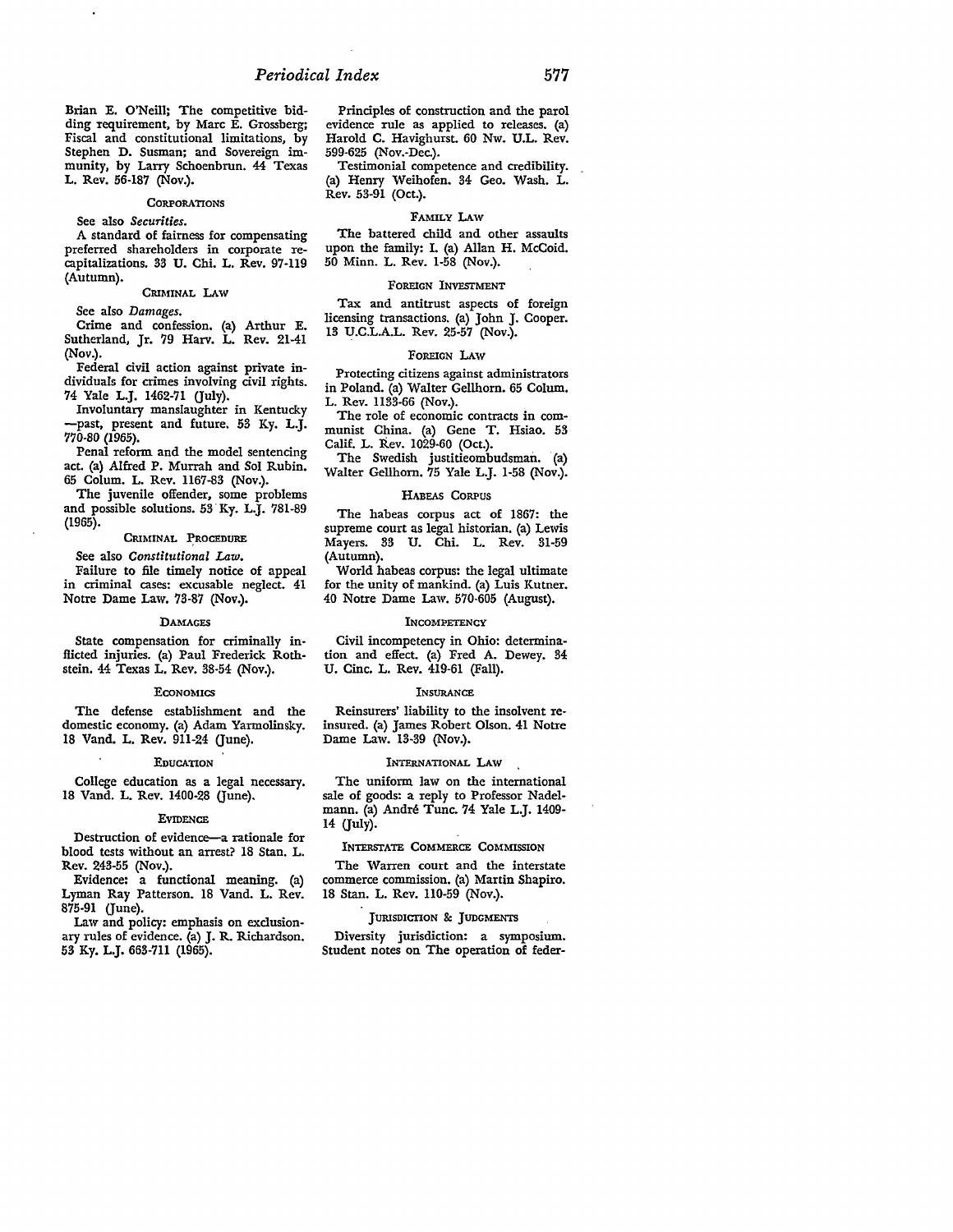Brian E. O'Neill; The competitive bidding requirement, by Marc E. Grossberg; Fiscal and constitutional limitations, by Stephen D. Susman; and Sovereign immunity, by Larry Schoenbrun. 44 Texas L. Rev. 56-187 (Nov.).

### CORPORATIONS

See also *Securities.*

A standard of fairness for compensating preferred shareholders in corporate recapitalizations. 33 U. Chi. L. Rev. 97-119 (Autumn).

### CRIMINAL LAW

See also *Damages.*

Crime and confession. (a) Arthur E. Sutherland, Jr. 79 Harv. L. Rev. 21-41 (Nov.).

Federal civil action against private individuals for crimes involving civil rights. 74 Yale L.J. 1462-71 (July).

Involuntary manslaughter in Kentucky—past, present and future. 53 Ky. L.J. 770-80 (1965).

Penal reform and the model sentencing act. (a) Alfred P. Murrah and Sol Rubin. 65 Colum. L. Rev. 1167-83 (Nov.).

The juvenile offender, some problems and possible solutions. 53 Ky. L.J. 781-89 (1965).

### CRIMINAL PROCEDURE

See also *Constitutional Law.*

Failure to file timely notice of appeal in criminal cases: excusable neglect. 41 Notre Dame Law. 73-87 (Nov.).

### DAMAGES

State compensation for criminally inflicted injuries. (a) Paul Frederick Rothstein. 44 Texas L. Rev. 38-54 (Nov.).

### ECONOMICS

The defense establishment and the domestic economy. (a) Adam Yarmolinsky. 18 Vand. L. Rev. 911-24 (June).

### EDUCATION

College education as a legal necessary. 18 Vand. L. Rev. 1400-28 (June).

### EVIDENCE

Destruction of evidence—a rationale for blood tests without an arrest? 18 Stan. L. Rev. 243-55 (Nov.).

Evidence: a functional meaning. (a) Lyman Ray Patterson. 18 Vand. L. Rev. 875-91 (June).

Law and policy: emphasis on exclusionary rules of evidence. (a) J. R. Richardson. 53 Ky. L.J. 663-711 (1965).

Principles of construction and the parol evidence rule as applied to releases. (a) Harold C. Havighurst. 60 Nw. U.L. Rev. 599-625 (Nov.-Dec.).

Testimonial competence and credibility. (a) Henry Weihofen. 34 Geo. Wash. L. Rev. 53-91 (Oct.).

### FAMILY LAW

The battered child and other assaults upon the family: I. (a) Allan H. McCoid. 50 Minn. L. Rev. 1-58 (Nov.).

### FOREIGN INVESTMENT

Tax and antitrust aspects of foreign licensing transactions. (a) John J. Cooper. 13 U.C.L.A.L. Rev. 25-57 (Nov.).

### FOREIGN LAW

Protecting citizens against administrators in Poland. (a) Walter Gellhorn. 65 Colum. L. Rev. 1133-66 (Nov.).

The role of economic contracts in communist China. (a) Gene T. Hsiao. 53 Calif. L. Rev. 1029-60 (Oct.).

The Swedish justitieombudsman. (a) Walter Gellhorn. 75 Yale L.J. 1-58 (Nov.).

### HABEAS CORPUS

The habeas corpus act of 1867: the supreme court as legal historian. (a) Lewis Mayers. 33 U. Chi. L. Rev. 31-59 (Autumn).

World habeas corpus: the legal ultimate for the unity of mankind. (a) Luis Kutner. 40 Notre Dame Law. 570-605 (August).

### INCOMPETENCY

Civil incompetency in Ohio: determination and effect. (a) Fred A. Dewey. 34 U. Cinc. L. Rev. 419-61 (Fall).

### INSURANCE

Reinsurers' liability to the insolvent reinsured. (a) James Robert Olson. 41 Notre Dame Law. 13-39 (Nov.).

### INTERNATIONAL LAW

The uniform law on the international sale of goods: a reply to Professor Nadelmann. (a) André Tunc. 74 Yale L.J. 1409-14 (July).

### INTERSTATE COMMERCE COMMISSION

The Warren court and the interstate commerce commission. (a) Martin Shapiro. 18 Stan. L. Rev. 110-59 (Nov.).

### JURISDICTION & JUDGMENTS

Diversity jurisdiction: a symposium. Student notes on The operation of feder-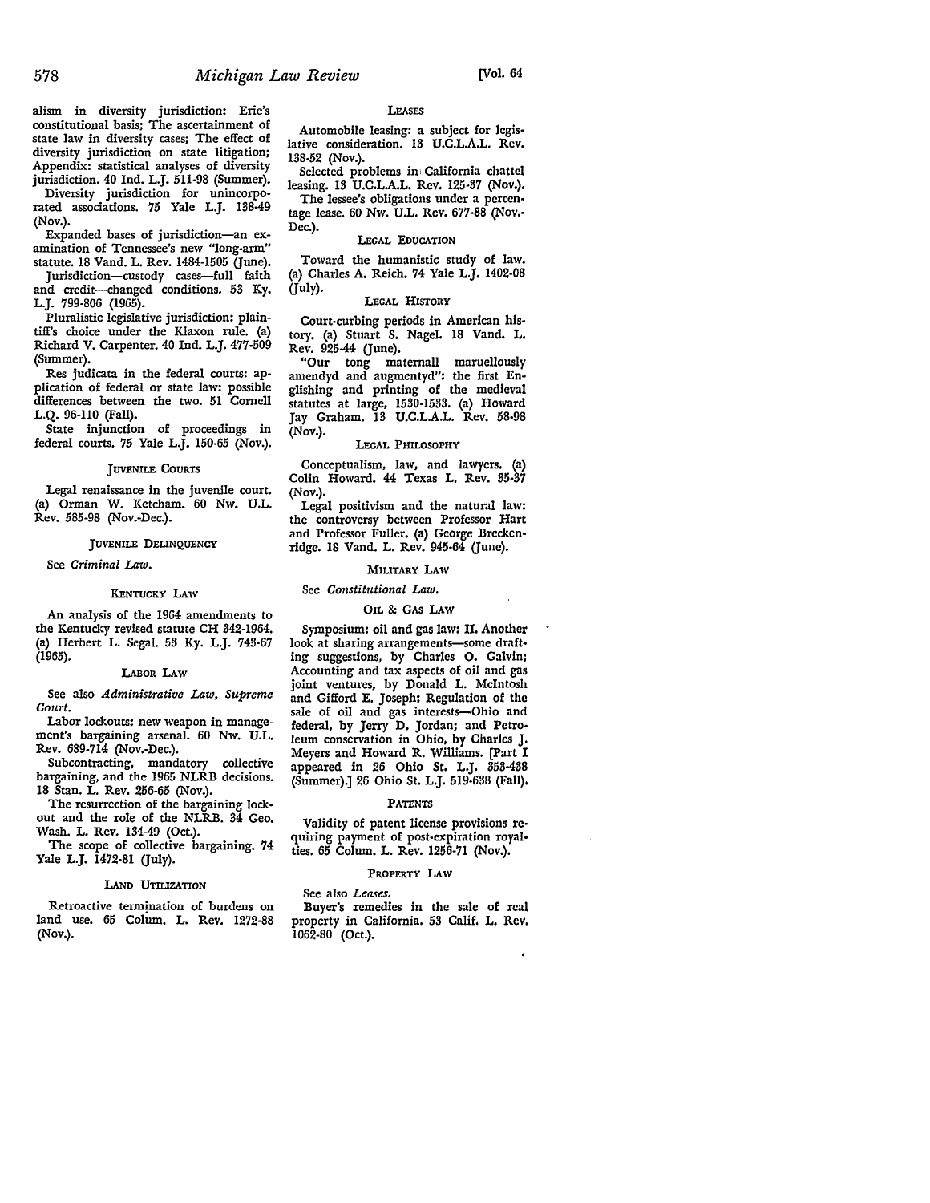alism in diversity jurisdiction: Erie's constitutional basis; The ascertainment of state law in diversity cases; The effect of diversity jurisdiction on state litigation; Appendix: statistical analyses of diversity jurisdiction. 40 Ind. L.J. 511-98 (Summer).

Diversity jurisdiction for unincorporated associations. 75 Yale L.J. 138-49 (Nov.).

Expanded bases of jurisdiction—an examination of Tennessee's new "long-arm" statute. 18 Vand. L. Rev. 1484-1505 (June).

Jurisdiction—custody cases—full faith and credit—changed conditions. 53 Ky. L.J. 799-806 (1965).

Pluralistic legislative jurisdiction: plaintiff's choice under the Klaxon rule. (a) Richard V. Carpenter. 40 Ind. L.J. 477-509 (Summer).

Res judicata in the federal courts: application of federal or state law: possible differences between the two. 51 Cornell L.Q. 96-110 (Fall).

State injunction of proceedings in federal courts. 75 Yale L.J. 150-65 (Nov.).

### JUVENILE COURTS

Legal renaissance in the juvenile court. (a) Orman W. Ketcham. 60 Nw. U.L. Rev. 585-98 (Nov.-Dec.).

### JUVENILE DELINQUENCY

See *Criminal Law.*

### KENTUCKY LAW

An analysis of the 1964 amendments to the Kentucky revised statute CH 342-1964. (a) Herbert L. Segal. 53 Ky. L.J. 743-67 (1965).

### LABOR LAW

See also *Administrative Law, Supreme Court.*

Labor lockouts: new weapon in management's bargaining arsenal. 60 Nw. U.L. Rev. 689-714 (Nov.-Dec.).

Subcontracting, mandatory collective bargaining, and the 1965 NLRB decisions. 18 Stan. L. Rev. 256-65 (Nov.).

The resurrection of the bargaining lockout and the role of the NLRB. 34 Geo. Wash. L. Rev. 134-49 (Oct.).

The scope of collective bargaining. 74 Yale L.J. 1472-81 (July).

### LAND UTILIZATION

Retroactive termination of burdens on land use. 65 Colum. L. Rev. 1272-88 (Nov.).

### LEASES

Automobile leasing: a subject for legislative consideration. 13 U.C.L.A.L. Rev. 138-52 (Nov.).

Selected problems in California chattel leasing. 13 U.C.L.A.L. Rev. 125-37 (Nov.).

The lessee's obligations under a percentage lease. 60 Nw. U.L. Rev. 677-88 (Nov.-Dec.).

### LEGAL EDUCATION

Toward the humanistic study of law. (a) Charles A. Reich. 74 Yale L.J. 1402-08 (July).

### LEGAL HISTORY

Court-curbing periods in American history. (a) Stuart S. Nagel. 18 Vand. L. Rev. 925-44 (June).

"Our tong maternall marueillously amendyd and augmentyd": the first Englishing and printing of the medieval statutes at large, 1530-1533. (a) Howard Jay Graham. 13 U.C.L.A.L. Rev. 58-98 (Nov.).

### LEGAL PHILOSOPHY

Conceptualism, law, and lawyers. (a) Colin Howard. 44 Texas L. Rev. 35-37 (Nov.).

Legal positivism and the natural law: the controversy between Professor Hart and Professor Fuller. (a) George Breckenridge. 18 Vand. L. Rev. 945-64 (June).

### MILITARY LAW

See *Constitutional Law.*

### OIL & GAS LAW

Symposium: oil and gas law: II. Another look at sharing arrangements—some drafting suggestions, by Charles O. Galvin; Accounting and tax aspects of oil and gas joint ventures, by Donald L. McIntosh and Gifford E. Joseph; Regulation of the sale of oil and gas interests—Ohio and federal, by Jerry D. Jordan; and Petroleum conservation in Ohio, by Charles J. Meyers and Howard R. Williams. [Part I appeared in 26 Ohio St. L.J. 353-438 (Summer).] 26 Ohio St. L.J. 519-638 (Fall).

### PATENTS

Validity of patent license provisions requiring payment of post-expiration royalties. 65 Colum. L. Rev. 1256-71 (Nov.).

### PROPERTY LAW

See also *Leases.*

Buyer's remedies in the sale of real property in California. 53 Calif. L. Rev. 1062-80 (Oct.).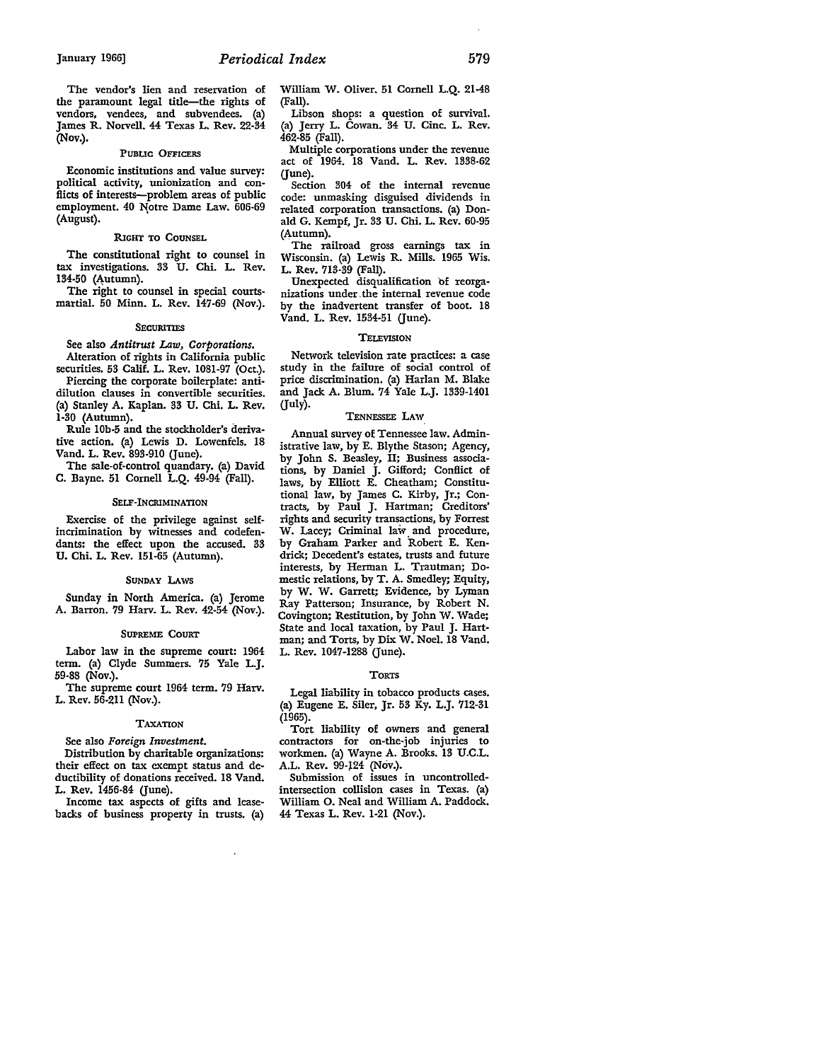The vendor's lien and reservation of the paramount legal title—the rights of vendors, vendees, and subvendees. (a) James R. Norvell. 44 Texas L. Rev. 22-34 (Nov.).

### PUBLIC OFFICERS

Economic institutions and value survey: political activity, unionization and conflicts of interests—problem areas of public employment. 40 Notre Dame Law. 606-69 (August).

### RIGHT TO COUNSEL

The constitutional right to counsel in tax investigations. 33 U. Chi. L. Rev. 134-50 (Autumn).

The right to counsel in special courts-martial. 50 Minn. L. Rev. 147-69 (Nov.).

### SECURITIES

See also *Antitrust Law, Corporations.*

Alteration of rights in California public securities. 53 Calif. L. Rev. 1081-97 (Oct.).

Piercing the corporate boilerplate: anti-dilution clauses in convertible securities. (a) Stanley A. Kaplan. 33 U. Chi. L. Rev. 1-30 (Autumn).

Rule 10b-5 and the stockholder's derivative action. (a) Lewis D. Lowenfels. 18 Vand. L. Rev. 893-910 (June).

The sale-of-control quandary. (a) David C. Bayne. 51 Cornell L.Q. 49-94 (Fall).

### SELF-INCRIMINATION

Exercise of the privilege against self-incrimination by witnesses and codefendants: the effect upon the accused. 33 U. Chi. L. Rev. 151-65 (Autumn).

### SUNDAY LAWS

Sunday in North America. (a) Jerome A. Barron. 79 Harv. L. Rev. 42-54 (Nov.).

### SUPREME COURT

Labor law in the supreme court: 1964 term. (a) Clyde Summers. 75 Yale L.J. 59-88 (Nov.).

The supreme court 1964 term. 79 Harv. L. Rev. 56-211 (Nov.).

### TAXATION

See also *Foreign Investment.*

Distribution by charitable organizations: their effect on tax exempt status and deductibility of donations received. 18 Vand. L. Rev. 1456-84 (June).

Income tax aspects of gifts and lease-backs of business property in trusts. (a) William W. Oliver. 51 Cornell L.Q. 21-48 (Fall).

Libson shops: a question of survival. (a) Jerry L. Cowan. 34 U. Cinc. L. Rev. 462-85 (Fall).

Multiple corporations under the revenue act of 1964. 18 Vand. L. Rev. 1338-62 (June).

Section 304 of the internal revenue code: unmasking disguised dividends in related corporation transactions. (a) Donald G. Kempf, Jr. 33 U. Chi. L. Rev. 60-95 (Autumn).

The railroad gross earnings tax in Wisconsin. (a) Lewis R. Mills. 1965 Wis. L. Rev. 713-39 (Fall).

Unexpected disqualification of reorganizations under the internal revenue code by the inadvertent transfer of boot. 18 Vand. L. Rev. 1534-51 (June).

### TELEVISION

Network television rate practices: a case study in the failure of social control of price discrimination. (a) Harlan M. Blake and Jack A. Blum. 74 Yale L.J. 1339-1401 (July).

### TENNESSEE LAW

Annual survey of Tennessee law. Administrative law, by E. Blythe Stason; Agency, by John S. Beasley, II; Business associations, by Daniel J. Gifford; Conflict of laws, by Elliott E. Cheatham; Constitutional law, by James C. Kirby, Jr.; Contracts, by Paul J. Hartman; Creditors' rights and security transactions, by Forrest W. Lacey; Criminal law and procedure, by Graham Parker and Robert E. Kendrick; Decedent's estates, trusts and future interests, by Herman L. Trautman; Domestic relations, by T. A. Smedley; Equity, by W. W. Garrett; Evidence, by Lyman Ray Patterson; Insurance, by Robert N. Covington; Restitution, by John W. Wade; State and local taxation, by Paul J. Hartman; and Torts, by Dix W. Noel. 18 Vand. L. Rev. 1047-1288 (June).

### TORTS

Legal liability in tobacco products cases. (a) Eugene E. Siler, Jr. 53 Ky. L.J. 712-31 (1965).

Tort liability of owners and general contractors for on-the-job injuries to workmen. (a) Wayne A. Brooks. 13 U.C.L.A.L. Rev. 99-124 (Nov.).

Submission of issues in uncontrolled-intersection collision cases in Texas. (a) William O. Neal and William A. Paddock. 44 Texas L. Rev. 1-21 (Nov.).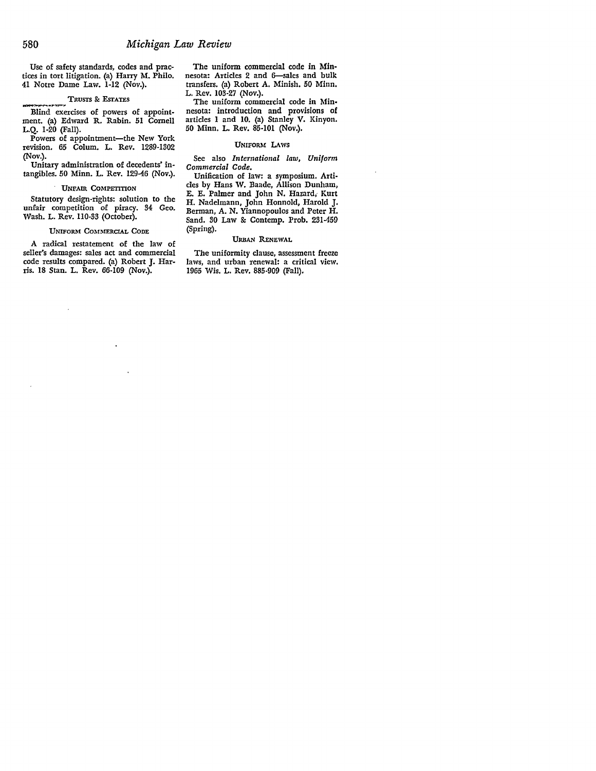Use of safety standards, codes and practices in tort litigation. (a) Harry M. Philo. 41 Notre Dame Law. 1-12 (Nov.).

### Trusts & Estates

Blind exercises of powers of appointment. (a) Edward R. Rabin. 51 Cornell L.Q. 1-20 (Fall).

Powers of appointment—the New York revision. 65 Colum. L. Rev. 1289-1302 (Nov.).

Unitary administration of decedents' intangibles. 50 Minn. L. Rev. 129-46 (Nov.).

### Unfair Competition

Statutory design-rights: solution to the unfair competition of piracy. 34 Geo. Wash. L. Rev. 110-33 (October).

### Uniform Commercial Code

A radical restatement of the law of seller's damages: sales act and commercial code results compared. (a) Robert J. Harris. 18 Stan. L. Rev. 66-109 (Nov.).

The uniform commercial code in Minnesota: Articles 2 and 6—sales and bulk transfers. (a) Robert A. Minish. 50 Minn. L. Rev. 103-27 (Nov.).

The uniform commercial code in Minnesota: introduction and provisions of articles 1 and 10. (a) Stanley V. Kinyon. 50 Minn. L. Rev. 85-101 (Nov.).

### Uniform Laws

See also *International law, Uniform Commercial Code.*

Unification of law: a symposium. Articles by Hans W. Baade, Allison Dunham, E. E. Palmer and John N. Hazard, Kurt H. Nadelmann, John Honnold, Harold J. Berman, A. N. Yiannopoulos and Peter H. Sand. 30 Law & Contemp. Prob. 231-459 (Spring).

### Urban Renewal

The uniformity clause, assessment freeze laws, and urban renewal: a critical view. 1965 Wis. L. Rev. 885-909 (Fall).